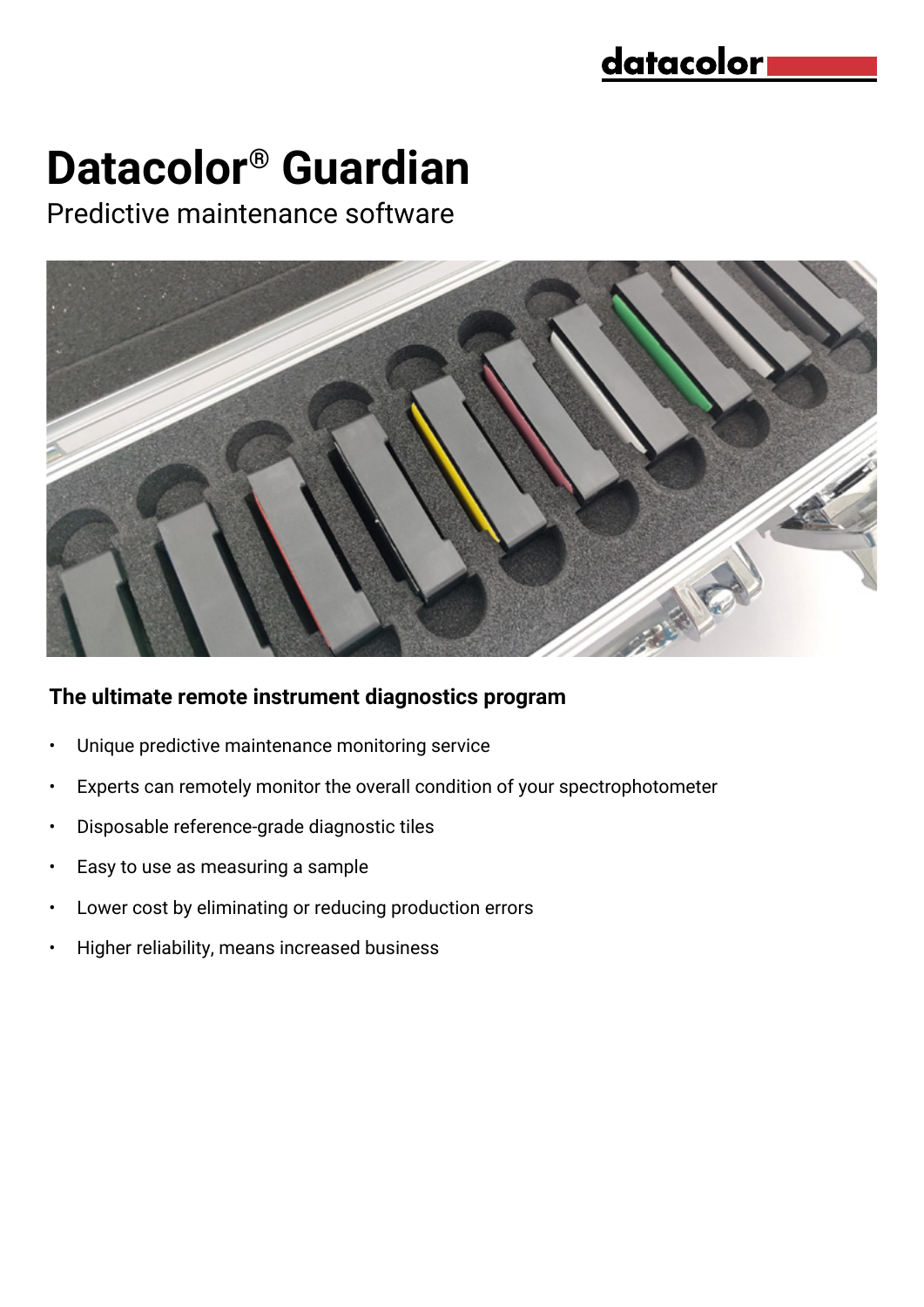# Datacolor® Guardian

Predictive maintenance software

## The ultimate remote instrument diagnostics program

- Unique predictive maintenance monitoring service
- Experts can remotely monitor the overall condition of your spectrophotometer
- Disposable reference-grade diagnostic tiles
- Easy to use as measuring a sample
- Lower cost by eliminating or reducing production errors
- Higher reliability, means increased business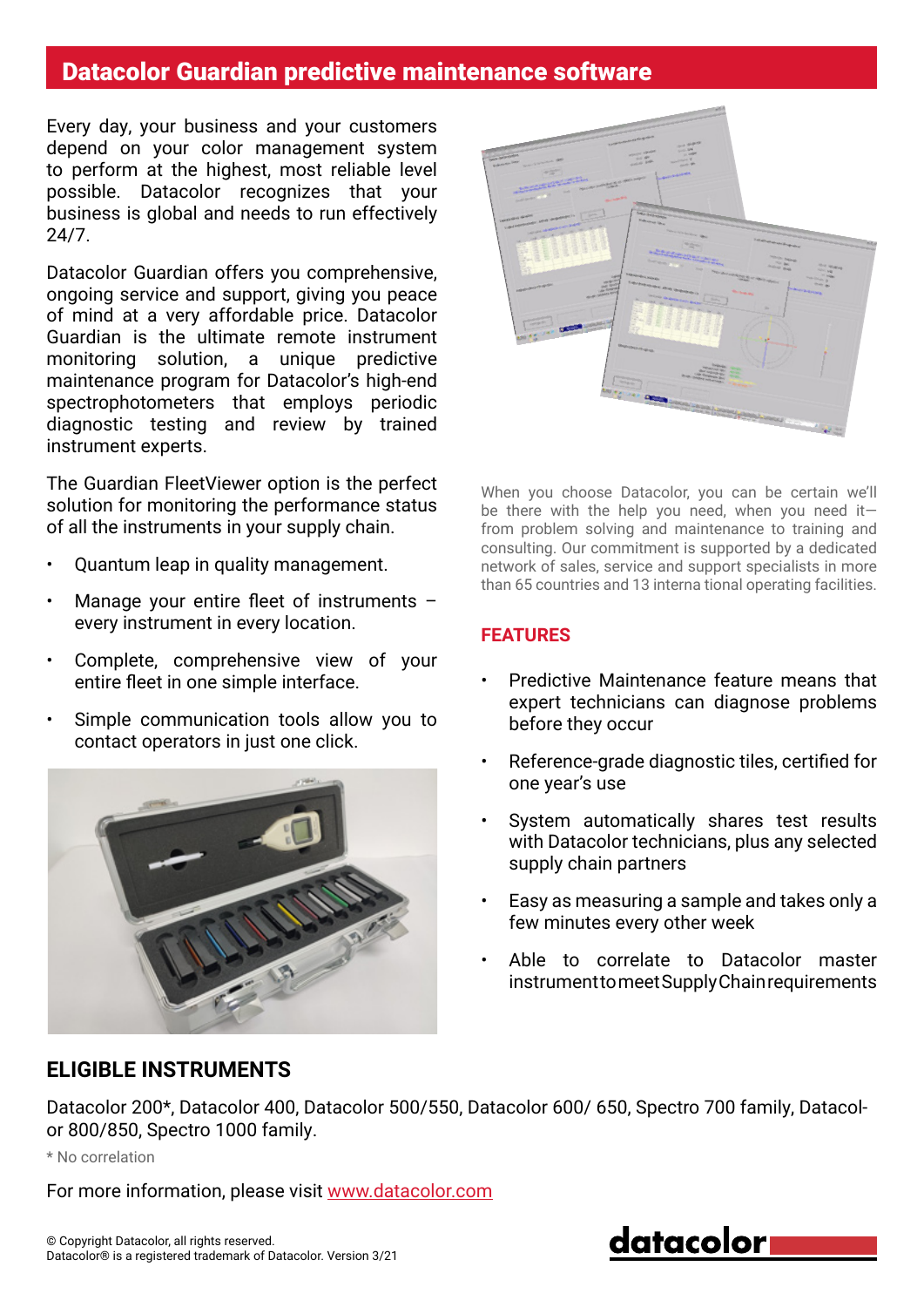# Datacolor Guardian predictive maintenance software

Every day, your business and your customers depend on your color management system to perform at the highest, most reliable level possible. Datacolor recognizes that your business is global and needs to run effectively 24/7.

Datacolor Guardian offers you comprehensive, ongoing service and support, giving you peace of mind at a very affordable price. Datacolor Guardian is the ultimate remote instrument monitoring solution, a unique predictive maintenance program for Datacolor's high-end spectrophotometers that employs periodic diagnostic testing and review by trained instrument experts.

The Guardian FleetViewer option is the perfect solution for monitoring the performance status of all the instruments in your supply chain.

- Quantum leap in quality management.
- Manage your entire fleet of instruments – every instrument in every location.
- Complete, comprehensive view of your entire fleet in one simple interface.
- Simple communication tools allow you to contact operators in just one click.

When you choose Datacolor, you can be certain we'll be there with the help you need, when you need it—from problem solving and maintenance to training and consulting. Our commitment is supported by a dedicated network of sales, service and support specialists in more than 65 countries and 13 interna tional operating facilities.

## FEATURES

- Predictive Maintenance feature means that expert technicians can diagnose problems before they occur
- Reference-grade diagnostic tiles, certified for one year's use
- System automatically shares test results with Datacolor technicians, plus any selected supply chain partners
- Easy as measuring a sample and takes only a few minutes every other week
- Able to correlate to Datacolor master instrument to meet Supply Chain requirements

## ELIGIBLE INSTRUMENTS

Datacolor 200*, Datacolor 400, Datacolor 500/550, Datacolor 600/ 650, Spectro 700 family, Datacolor 800/850, Spectro 1000 family.

* No correlation

For more information, please visit www.datacolor.com

© Copyright Datacolor, all rights reserved.
Datacolor® is a registered trademark of Datacolor. Version 3/21

datacolor